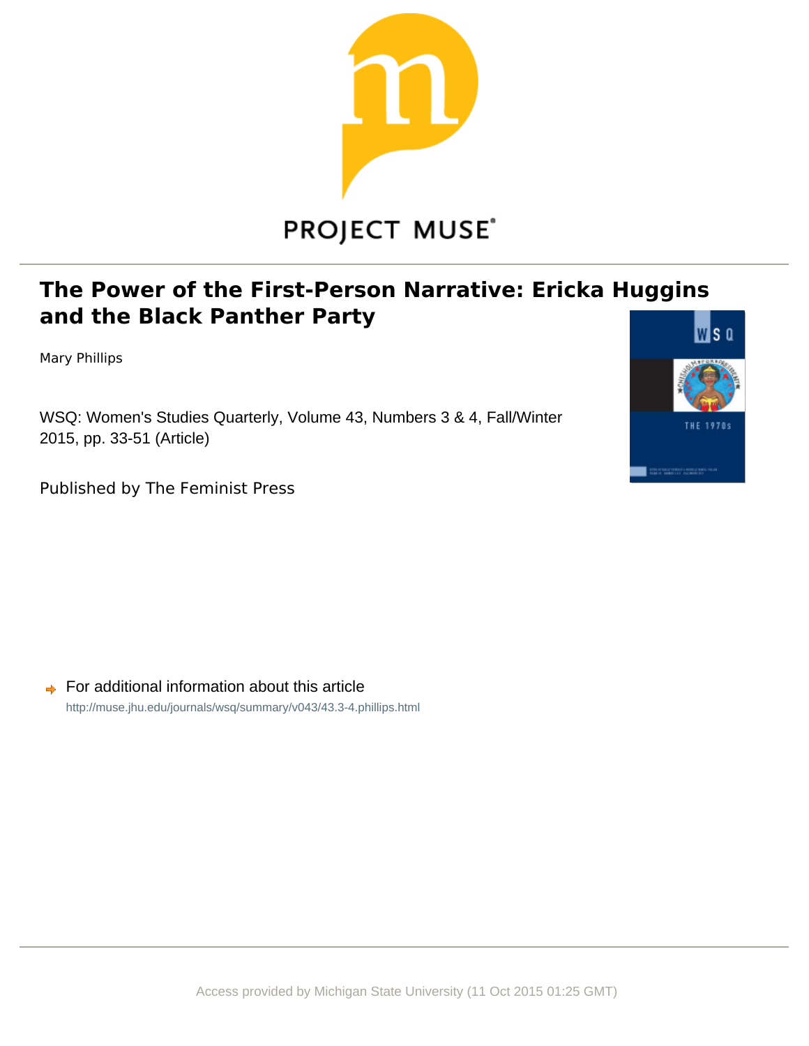PROJECT MUSE

# The Power of the First-Person Narrative: Ericka Huggins and the Black Panther Party

Mary Phillips

WSQ: Women's Studies Quarterly, Volume 43, Numbers 3 & 4, Fall/Winter 2015, pp. 33-51 (Article)

Published by The Feminist Press

For additional information about this article

http://muse.jhu.edu/journals/wsq/summary/v043/43.3-4.phillips.html

Access provided by Michigan State University (11 Oct 2015 01:25 GMT)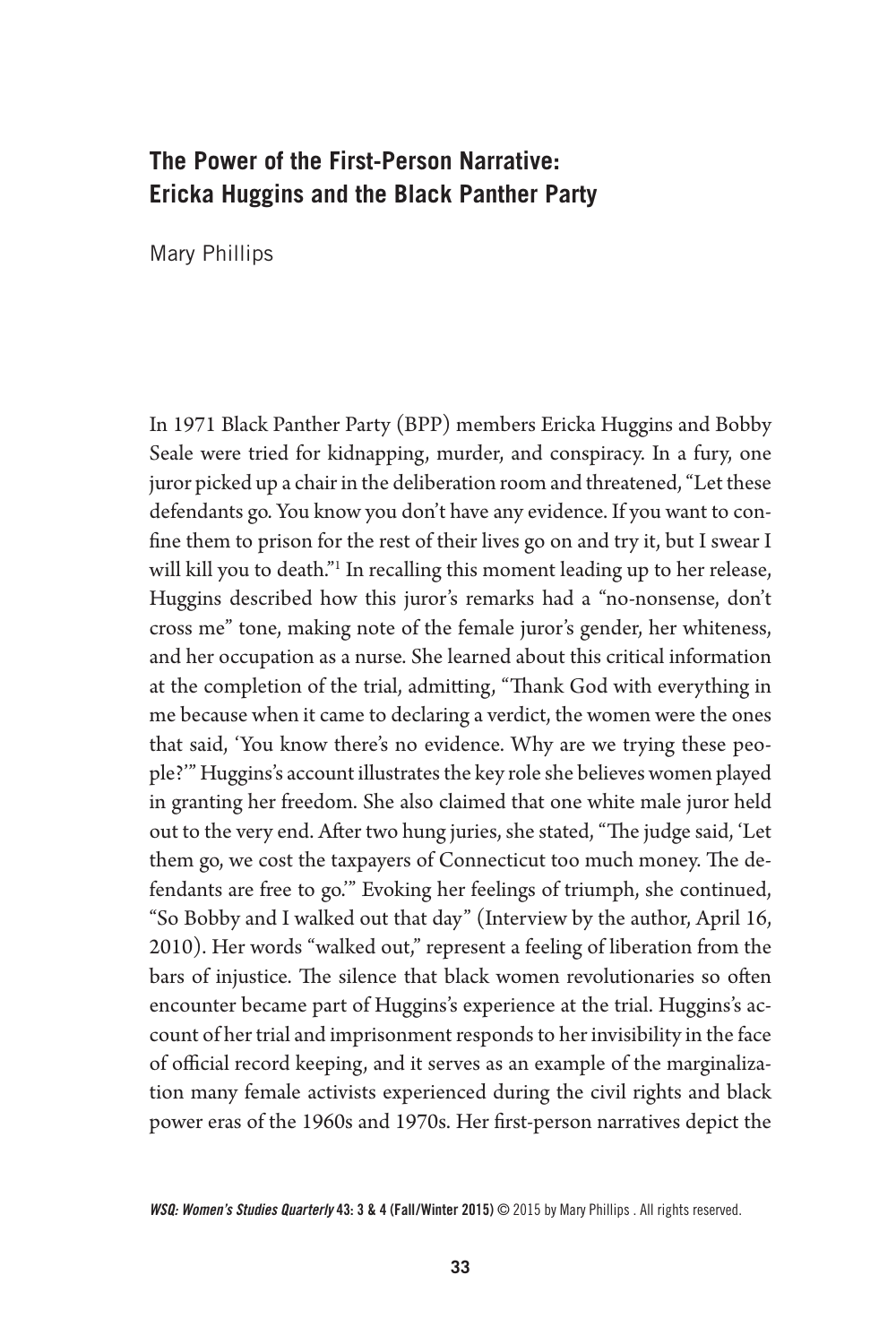## The Power of the First-Person Narrative: Ericka Huggins and the Black Panther Party

Mary Phillips

In 1971 Black Panther Party (BPP) members Ericka Huggins and Bobby Seale were tried for kidnapping, murder, and conspiracy. In a fury, one juror picked up a chair in the deliberation room and threatened, "Let these defendants go. You know you don't have any evidence. If you want to confine them to prison for the rest of their lives go on and try it, but I swear I will kill you to death."[1] In recalling this moment leading up to her release, Huggins described how this juror's remarks had a "no-nonsense, don't cross me" tone, making note of the female juror's gender, her whiteness, and her occupation as a nurse. She learned about this critical information at the completion of the trial, admitting, "Thank God with everything in me because when it came to declaring a verdict, the women were the ones that said, 'You know there's no evidence. Why are we trying these people?'" Huggins's account illustrates the key role she believes women played in granting her freedom. She also claimed that one white male juror held out to the very end. After two hung juries, she stated, "The judge said, 'Let them go, we cost the taxpayers of Connecticut too much money. The defendants are free to go.'" Evoking her feelings of triumph, she continued, "So Bobby and I walked out that day" (Interview by the author, April 16, 2010). Her words "walked out," represent a feeling of liberation from the bars of injustice. The silence that black women revolutionaries so often encounter became part of Huggins's experience at the trial. Huggins's account of her trial and imprisonment responds to her invisibility in the face of official record keeping, and it serves as an example of the marginalization many female activists experienced during the civil rights and black power eras of the 1960s and 1970s. Her first-person narratives depict the

*WSQ: Women's Studies Quarterly* 43: 3 & 4 (Fall/Winter 2015) © 2015 by Mary Phillips . All rights reserved.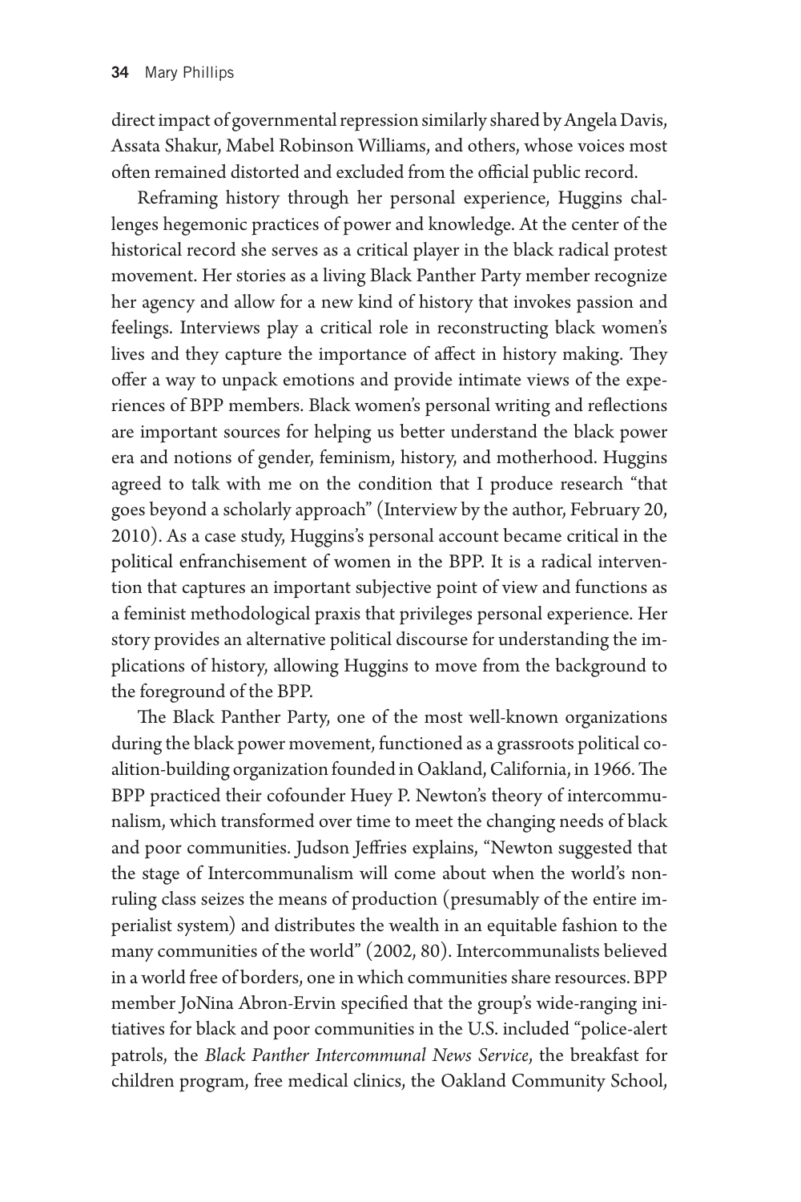direct impact of governmental repression similarly shared by Angela Davis, Assata Shakur, Mabel Robinson Williams, and others, whose voices most often remained distorted and excluded from the official public record.

Reframing history through her personal experience, Huggins challenges hegemonic practices of power and knowledge. At the center of the historical record she serves as a critical player in the black radical protest movement. Her stories as a living Black Panther Party member recognize her agency and allow for a new kind of history that invokes passion and feelings. Interviews play a critical role in reconstructing black women's lives and they capture the importance of affect in history making. They offer a way to unpack emotions and provide intimate views of the experiences of BPP members. Black women's personal writing and reflections are important sources for helping us better understand the black power era and notions of gender, feminism, history, and motherhood. Huggins agreed to talk with me on the condition that I produce research "that goes beyond a scholarly approach" (Interview by the author, February 20, 2010). As a case study, Huggins's personal account became critical in the political enfranchisement of women in the BPP. It is a radical intervention that captures an important subjective point of view and functions as a feminist methodological praxis that privileges personal experience. Her story provides an alternative political discourse for understanding the implications of history, allowing Huggins to move from the background to the foreground of the BPP.

The Black Panther Party, one of the most well-known organizations during the black power movement, functioned as a grassroots political coalition-building organization founded in Oakland, California, in 1966. The BPP practiced their cofounder Huey P. Newton's theory of intercommunalism, which transformed over time to meet the changing needs of black and poor communities. Judson Jeffries explains, "Newton suggested that the stage of Intercommunalism will come about when the world's nonruling class seizes the means of production (presumably of the entire imperialist system) and distributes the wealth in an equitable fashion to the many communities of the world" (2002, 80). Intercommunalists believed in a world free of borders, one in which communities share resources. BPP member JoNina Abron-Ervin specified that the group's wide-ranging initiatives for black and poor communities in the U.S. included "police-alert patrols, the *Black Panther Intercommunal News Service*, the breakfast for children program, free medical clinics, the Oakland Community School,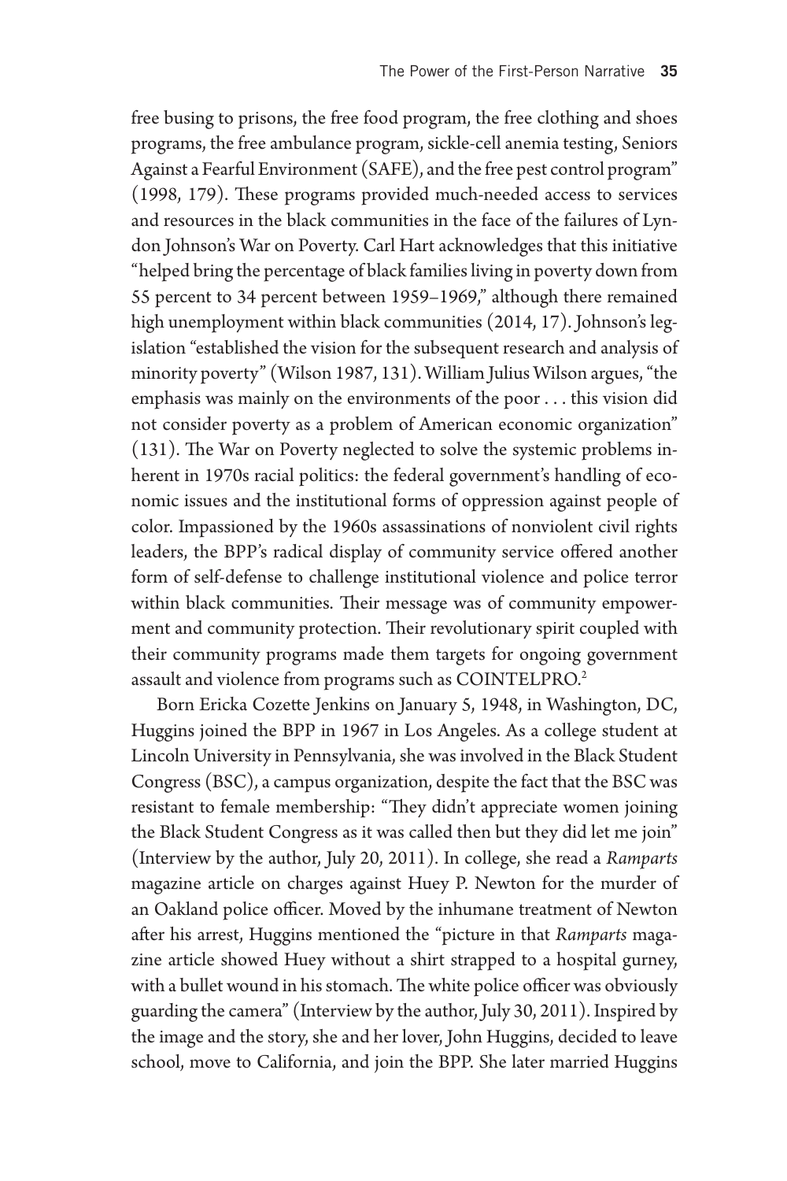free busing to prisons, the free food program, the free clothing and shoes programs, the free ambulance program, sickle-cell anemia testing, Seniors Against a Fearful Environment (SAFE), and the free pest control program" (1998, 179). These programs provided much-needed access to services and resources in the black communities in the face of the failures of Lyndon Johnson's War on Poverty. Carl Hart acknowledges that this initiative "helped bring the percentage of black families living in poverty down from 55 percent to 34 percent between 1959–1969," although there remained high unemployment within black communities (2014, 17). Johnson's legislation "established the vision for the subsequent research and analysis of minority poverty" (Wilson 1987, 131). William Julius Wilson argues, "the emphasis was mainly on the environments of the poor . . . this vision did not consider poverty as a problem of American economic organization" (131). The War on Poverty neglected to solve the systemic problems inherent in 1970s racial politics: the federal government's handling of economic issues and the institutional forms of oppression against people of color. Impassioned by the 1960s assassinations of nonviolent civil rights leaders, the BPP's radical display of community service offered another form of self-defense to challenge institutional violence and police terror within black communities. Their message was of community empowerment and community protection. Their revolutionary spirit coupled with their community programs made them targets for ongoing government assault and violence from programs such as COINTELPRO.[2]

Born Ericka Cozette Jenkins on January 5, 1948, in Washington, DC, Huggins joined the BPP in 1967 in Los Angeles. As a college student at Lincoln University in Pennsylvania, she was involved in the Black Student Congress (BSC), a campus organization, despite the fact that the BSC was resistant to female membership: "They didn't appreciate women joining the Black Student Congress as it was called then but they did let me join" (Interview by the author, July 20, 2011). In college, she read a *Ramparts* magazine article on charges against Huey P. Newton for the murder of an Oakland police officer. Moved by the inhumane treatment of Newton after his arrest, Huggins mentioned the "picture in that *Ramparts* magazine article showed Huey without a shirt strapped to a hospital gurney, with a bullet wound in his stomach. The white police officer was obviously guarding the camera" (Interview by the author, July 30, 2011). Inspired by the image and the story, she and her lover, John Huggins, decided to leave school, move to California, and join the BPP. She later married Huggins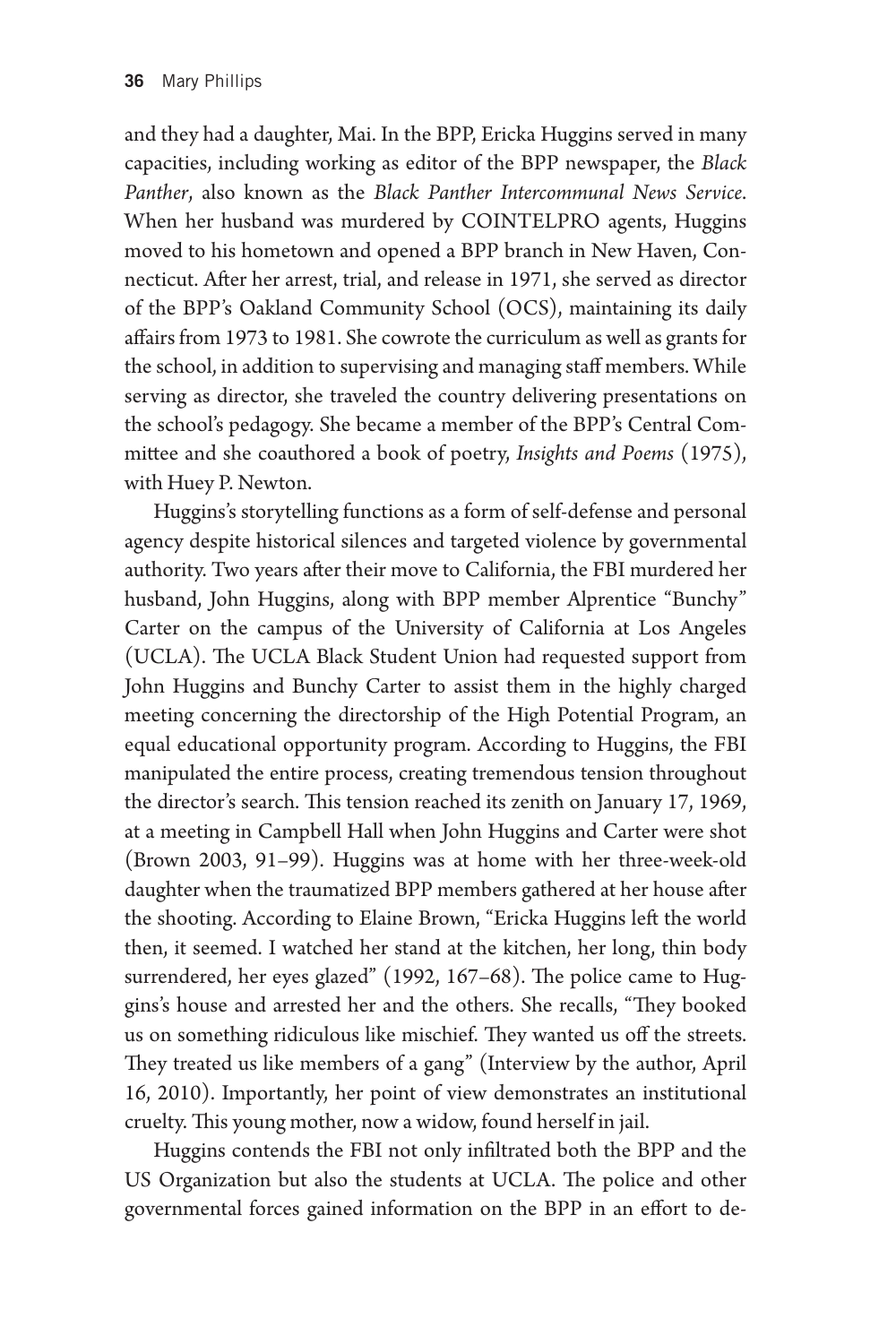and they had a daughter, Mai. In the BPP, Ericka Huggins served in many capacities, including working as editor of the BPP newspaper, the *Black Panther*, also known as the *Black Panther Intercommunal News Service*. When her husband was murdered by COINTELPRO agents, Huggins moved to his hometown and opened a BPP branch in New Haven, Connecticut. After her arrest, trial, and release in 1971, she served as director of the BPP's Oakland Community School (OCS), maintaining its daily affairs from 1973 to 1981. She cowrote the curriculum as well as grants for the school, in addition to supervising and managing staff members. While serving as director, she traveled the country delivering presentations on the school's pedagogy. She became a member of the BPP's Central Committee and she coauthored a book of poetry, *Insights and Poems* (1975), with Huey P. Newton.

Huggins's storytelling functions as a form of self-defense and personal agency despite historical silences and targeted violence by governmental authority. Two years after their move to California, the FBI murdered her husband, John Huggins, along with BPP member Alprentice "Bunchy" Carter on the campus of the University of California at Los Angeles (UCLA). The UCLA Black Student Union had requested support from John Huggins and Bunchy Carter to assist them in the highly charged meeting concerning the directorship of the High Potential Program, an equal educational opportunity program. According to Huggins, the FBI manipulated the entire process, creating tremendous tension throughout the director's search. This tension reached its zenith on January 17, 1969, at a meeting in Campbell Hall when John Huggins and Carter were shot (Brown 2003, 91–99). Huggins was at home with her three-week-old daughter when the traumatized BPP members gathered at her house after the shooting. According to Elaine Brown, "Ericka Huggins left the world then, it seemed. I watched her stand at the kitchen, her long, thin body surrendered, her eyes glazed" (1992, 167–68). The police came to Huggins's house and arrested her and the others. She recalls, "They booked us on something ridiculous like mischief. They wanted us off the streets. They treated us like members of a gang" (Interview by the author, April 16, 2010). Importantly, her point of view demonstrates an institutional cruelty. This young mother, now a widow, found herself in jail.

Huggins contends the FBI not only infiltrated both the BPP and the US Organization but also the students at UCLA. The police and other governmental forces gained information on the BPP in an effort to de-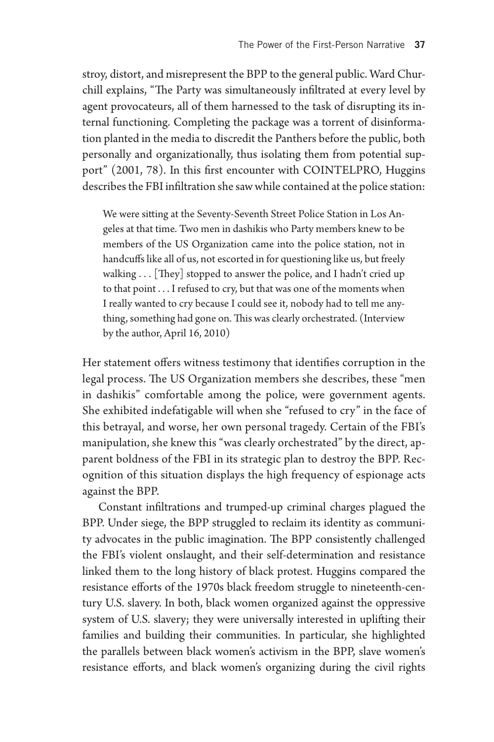stroy, distort, and misrepresent the BPP to the general public. Ward Churchill explains, "The Party was simultaneously infiltrated at every level by agent provocateurs, all of them harnessed to the task of disrupting its internal functioning. Completing the package was a torrent of disinformation planted in the media to discredit the Panthers before the public, both personally and organizationally, thus isolating them from potential support" (2001, 78). In this first encounter with COINTELPRO, Huggins describes the FBI infiltration she saw while contained at the police station:

> We were sitting at the Seventy-Seventh Street Police Station in Los Angeles at that time. Two men in dashikis who Party members knew to be members of the US Organization came into the police station, not in handcuffs like all of us, not escorted in for questioning like us, but freely walking . . . [They] stopped to answer the police, and I hadn't cried up to that point . . . I refused to cry, but that was one of the moments when I really wanted to cry because I could see it, nobody had to tell me anything, something had gone on. This was clearly orchestrated. (Interview by the author, April 16, 2010)

Her statement offers witness testimony that identifies corruption in the legal process. The US Organization members she describes, these "men in dashikis" comfortable among the police, were government agents. She exhibited indefatigable will when she "refused to cry" in the face of this betrayal, and worse, her own personal tragedy. Certain of the FBI's manipulation, she knew this "was clearly orchestrated" by the direct, apparent boldness of the FBI in its strategic plan to destroy the BPP. Recognition of this situation displays the high frequency of espionage acts against the BPP.

Constant infiltrations and trumped-up criminal charges plagued the BPP. Under siege, the BPP struggled to reclaim its identity as community advocates in the public imagination. The BPP consistently challenged the FBI's violent onslaught, and their self-determination and resistance linked them to the long history of black protest. Huggins compared the resistance efforts of the 1970s black freedom struggle to nineteenth-century U.S. slavery. In both, black women organized against the oppressive system of U.S. slavery; they were universally interested in uplifting their families and building their communities. In particular, she highlighted the parallels between black women's activism in the BPP, slave women's resistance efforts, and black women's organizing during the civil rights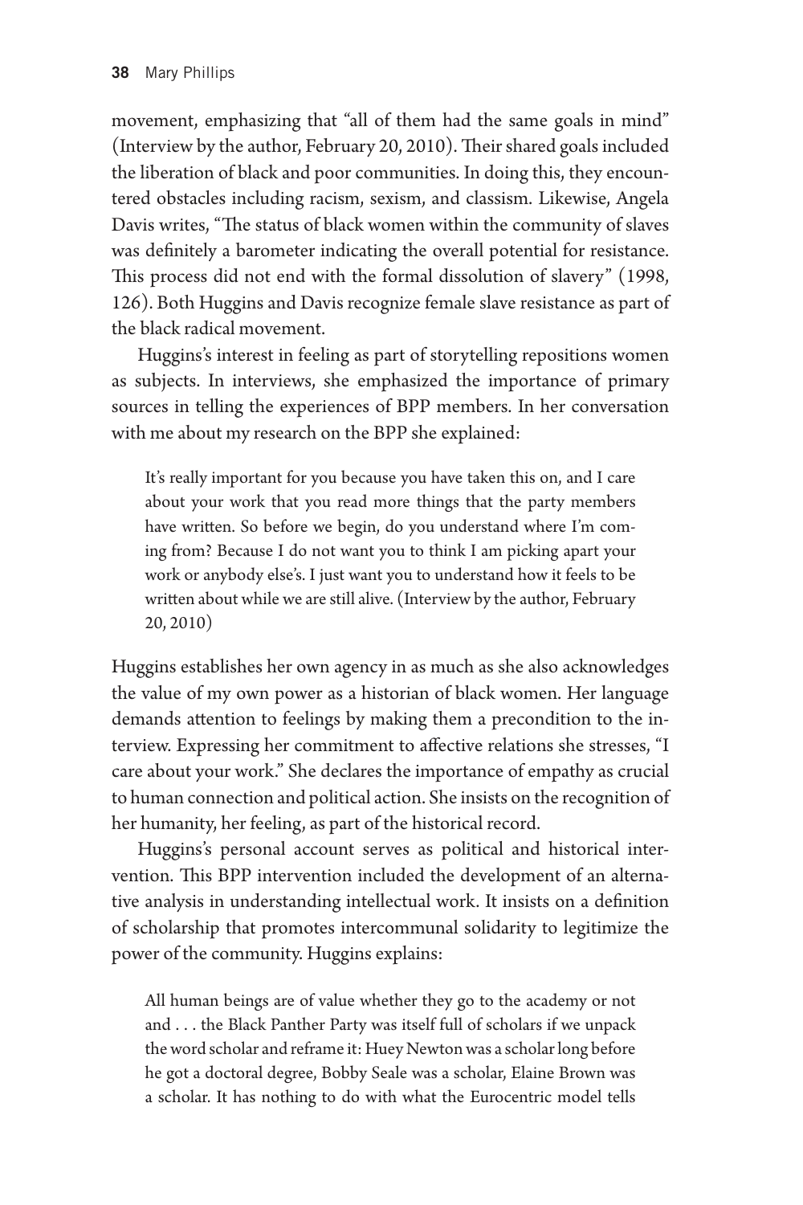movement, emphasizing that "all of them had the same goals in mind" (Interview by the author, February 20, 2010). Their shared goals included the liberation of black and poor communities. In doing this, they encountered obstacles including racism, sexism, and classism. Likewise, Angela Davis writes, "The status of black women within the community of slaves was definitely a barometer indicating the overall potential for resistance. This process did not end with the formal dissolution of slavery" (1998, 126). Both Huggins and Davis recognize female slave resistance as part of the black radical movement.

Huggins's interest in feeling as part of storytelling repositions women as subjects. In interviews, she emphasized the importance of primary sources in telling the experiences of BPP members. In her conversation with me about my research on the BPP she explained:

> It's really important for you because you have taken this on, and I care about your work that you read more things that the party members have written. So before we begin, do you understand where I'm coming from? Because I do not want you to think I am picking apart your work or anybody else's. I just want you to understand how it feels to be written about while we are still alive. (Interview by the author, February 20, 2010)

Huggins establishes her own agency in as much as she also acknowledges the value of my own power as a historian of black women. Her language demands attention to feelings by making them a precondition to the interview. Expressing her commitment to affective relations she stresses, "I care about your work." She declares the importance of empathy as crucial to human connection and political action. She insists on the recognition of her humanity, her feeling, as part of the historical record.

Huggins's personal account serves as political and historical intervention. This BPP intervention included the development of an alternative analysis in understanding intellectual work. It insists on a definition of scholarship that promotes intercommunal solidarity to legitimize the power of the community. Huggins explains:

> All human beings are of value whether they go to the academy or not and . . . the Black Panther Party was itself full of scholars if we unpack the word scholar and reframe it: Huey Newton was a scholar long before he got a doctoral degree, Bobby Seale was a scholar, Elaine Brown was a scholar. It has nothing to do with what the Eurocentric model tells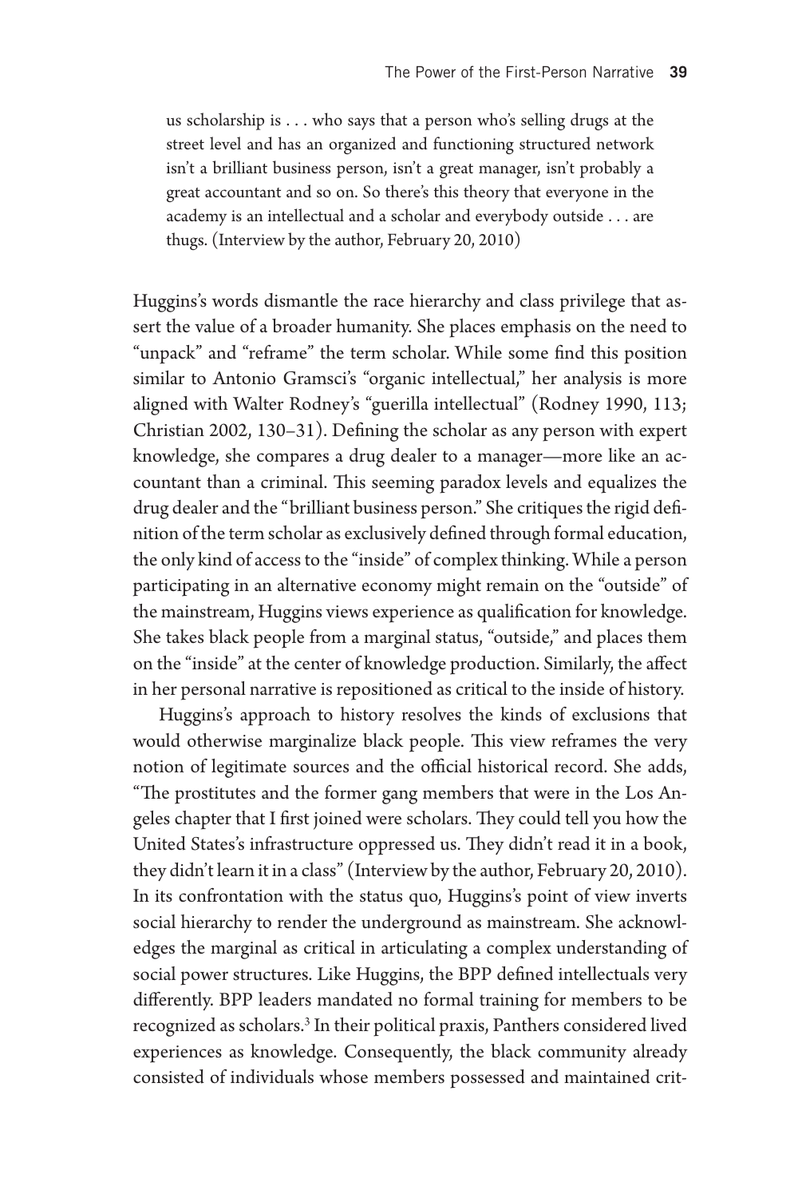> us scholarship is . . . who says that a person who's selling drugs at the street level and has an organized and functioning structured network isn't a brilliant business person, isn't a great manager, isn't probably a great accountant and so on. So there's this theory that everyone in the academy is an intellectual and a scholar and everybody outside . . . are thugs. (Interview by the author, February 20, 2010)

Huggins's words dismantle the race hierarchy and class privilege that assert the value of a broader humanity. She places emphasis on the need to "unpack" and "reframe" the term scholar. While some find this position similar to Antonio Gramsci's "organic intellectual," her analysis is more aligned with Walter Rodney's "guerilla intellectual" (Rodney 1990, 113; Christian 2002, 130–31). Defining the scholar as any person with expert knowledge, she compares a drug dealer to a manager—more like an accountant than a criminal. This seeming paradox levels and equalizes the drug dealer and the "brilliant business person." She critiques the rigid definition of the term scholar as exclusively defined through formal education, the only kind of access to the "inside" of complex thinking. While a person participating in an alternative economy might remain on the "outside" of the mainstream, Huggins views experience as qualification for knowledge. She takes black people from a marginal status, "outside," and places them on the "inside" at the center of knowledge production. Similarly, the affect in her personal narrative is repositioned as critical to the inside of history.

Huggins's approach to history resolves the kinds of exclusions that would otherwise marginalize black people. This view reframes the very notion of legitimate sources and the official historical record. She adds, "The prostitutes and the former gang members that were in the Los Angeles chapter that I first joined were scholars. They could tell you how the United States's infrastructure oppressed us. They didn't read it in a book, they didn't learn it in a class" (Interview by the author, February 20, 2010). In its confrontation with the status quo, Huggins's point of view inverts social hierarchy to render the underground as mainstream. She acknowledges the marginal as critical in articulating a complex understanding of social power structures. Like Huggins, the BPP defined intellectuals very differently. BPP leaders mandated no formal training for members to be recognized as scholars.[3] In their political praxis, Panthers considered lived experiences as knowledge. Consequently, the black community already consisted of individuals whose members possessed and maintained crit-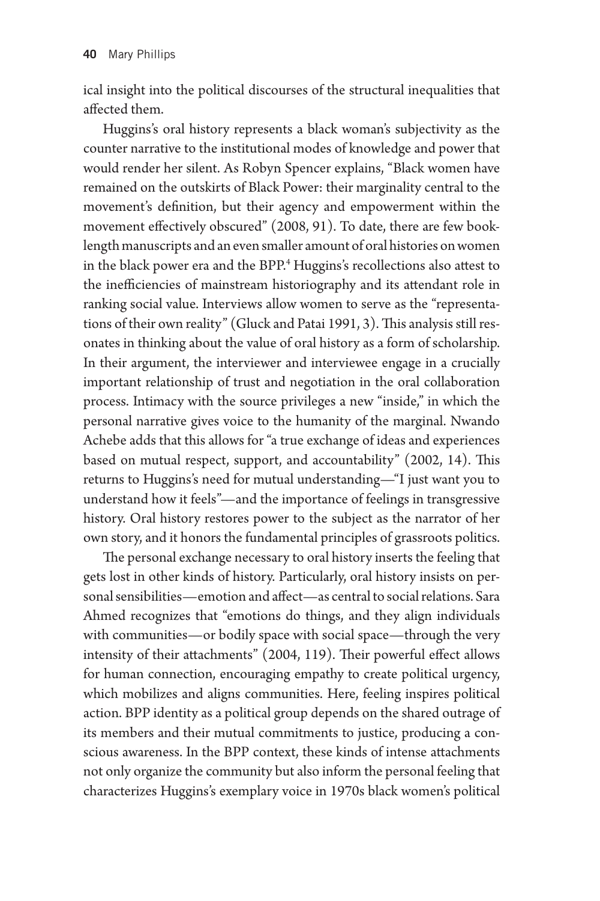ical insight into the political discourses of the structural inequalities that affected them.

Huggins's oral history represents a black woman's subjectivity as the counter narrative to the institutional modes of knowledge and power that would render her silent. As Robyn Spencer explains, "Black women have remained on the outskirts of Black Power: their marginality central to the movement's definition, but their agency and empowerment within the movement effectively obscured" (2008, 91). To date, there are few book-length manuscripts and an even smaller amount of oral histories on women in the black power era and the BPP.[4] Huggins's recollections also attest to the inefficiencies of mainstream historiography and its attendant role in ranking social value. Interviews allow women to serve as the "representations of their own reality" (Gluck and Patai 1991, 3). This analysis still resonates in thinking about the value of oral history as a form of scholarship. In their argument, the interviewer and interviewee engage in a crucially important relationship of trust and negotiation in the oral collaboration process. Intimacy with the source privileges a new "inside," in which the personal narrative gives voice to the humanity of the marginal. Nwando Achebe adds that this allows for "a true exchange of ideas and experiences based on mutual respect, support, and accountability" (2002, 14). This returns to Huggins's need for mutual understanding—"I just want you to understand how it feels"—and the importance of feelings in transgressive history. Oral history restores power to the subject as the narrator of her own story, and it honors the fundamental principles of grassroots politics.

The personal exchange necessary to oral history inserts the feeling that gets lost in other kinds of history. Particularly, oral history insists on personal sensibilities—emotion and affect—as central to social relations. Sara Ahmed recognizes that "emotions do things, and they align individuals with communities—or bodily space with social space—through the very intensity of their attachments" (2004, 119). Their powerful effect allows for human connection, encouraging empathy to create political urgency, which mobilizes and aligns communities. Here, feeling inspires political action. BPP identity as a political group depends on the shared outrage of its members and their mutual commitments to justice, producing a conscious awareness. In the BPP context, these kinds of intense attachments not only organize the community but also inform the personal feeling that characterizes Huggins's exemplary voice in 1970s black women's political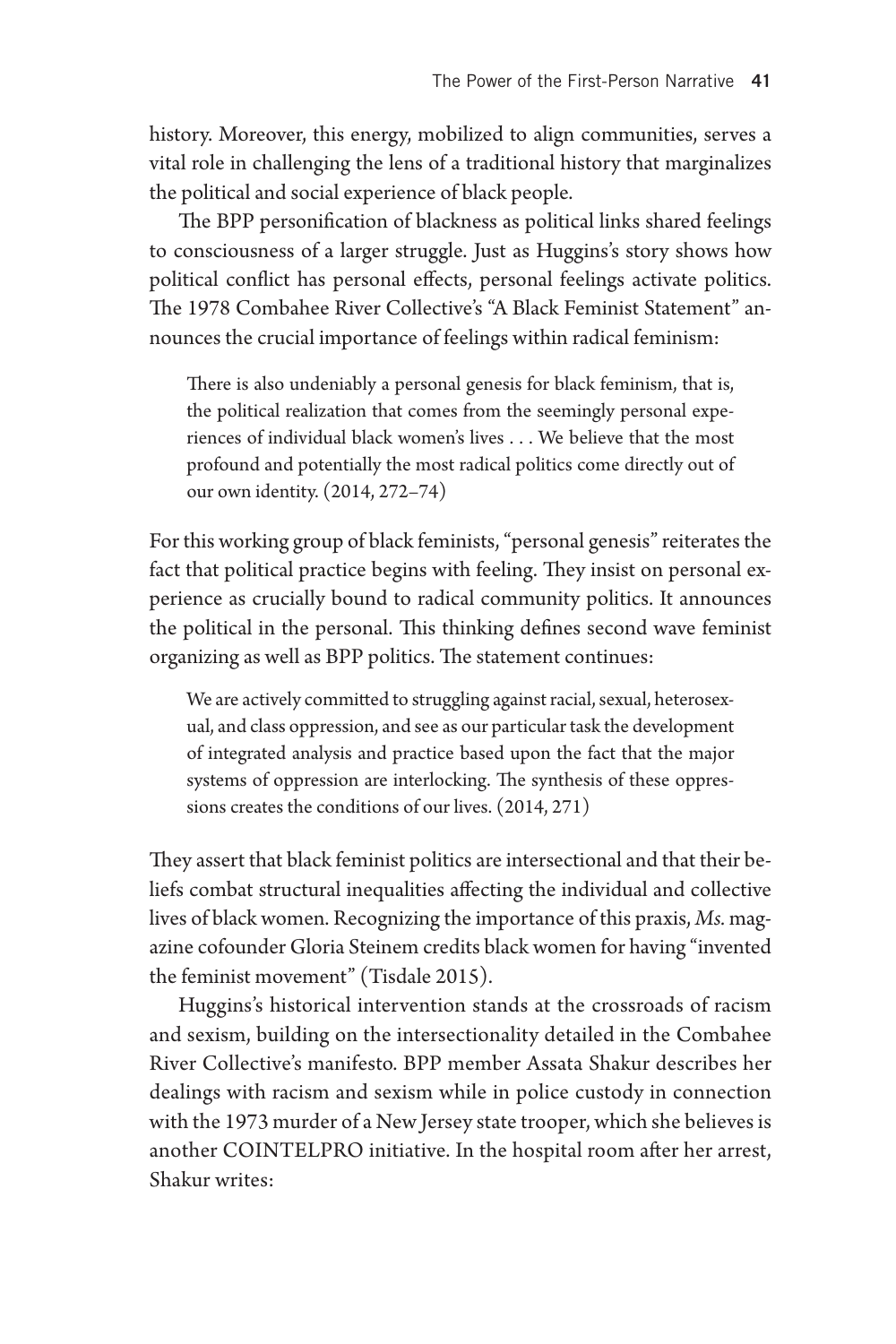history. Moreover, this energy, mobilized to align communities, serves a vital role in challenging the lens of a traditional history that marginalizes the political and social experience of black people.

The BPP personification of blackness as political links shared feelings to consciousness of a larger struggle. Just as Huggins's story shows how political conflict has personal effects, personal feelings activate politics. The 1978 Combahee River Collective's "A Black Feminist Statement" announces the crucial importance of feelings within radical feminism:

> There is also undeniably a personal genesis for black feminism, that is, the political realization that comes from the seemingly personal experiences of individual black women's lives . . . We believe that the most profound and potentially the most radical politics come directly out of our own identity. (2014, 272–74)

For this working group of black feminists, "personal genesis" reiterates the fact that political practice begins with feeling. They insist on personal experience as crucially bound to radical community politics. It announces the political in the personal. This thinking defines second wave feminist organizing as well as BPP politics. The statement continues:

> We are actively committed to struggling against racial, sexual, heterosexual, and class oppression, and see as our particular task the development of integrated analysis and practice based upon the fact that the major systems of oppression are interlocking. The synthesis of these oppressions creates the conditions of our lives. (2014, 271)

They assert that black feminist politics are intersectional and that their beliefs combat structural inequalities affecting the individual and collective lives of black women. Recognizing the importance of this praxis, *Ms.* magazine cofounder Gloria Steinem credits black women for having "invented the feminist movement" (Tisdale 2015).

Huggins's historical intervention stands at the crossroads of racism and sexism, building on the intersectionality detailed in the Combahee River Collective's manifesto. BPP member Assata Shakur describes her dealings with racism and sexism while in police custody in connection with the 1973 murder of a New Jersey state trooper, which she believes is another COINTELPRO initiative. In the hospital room after her arrest, Shakur writes: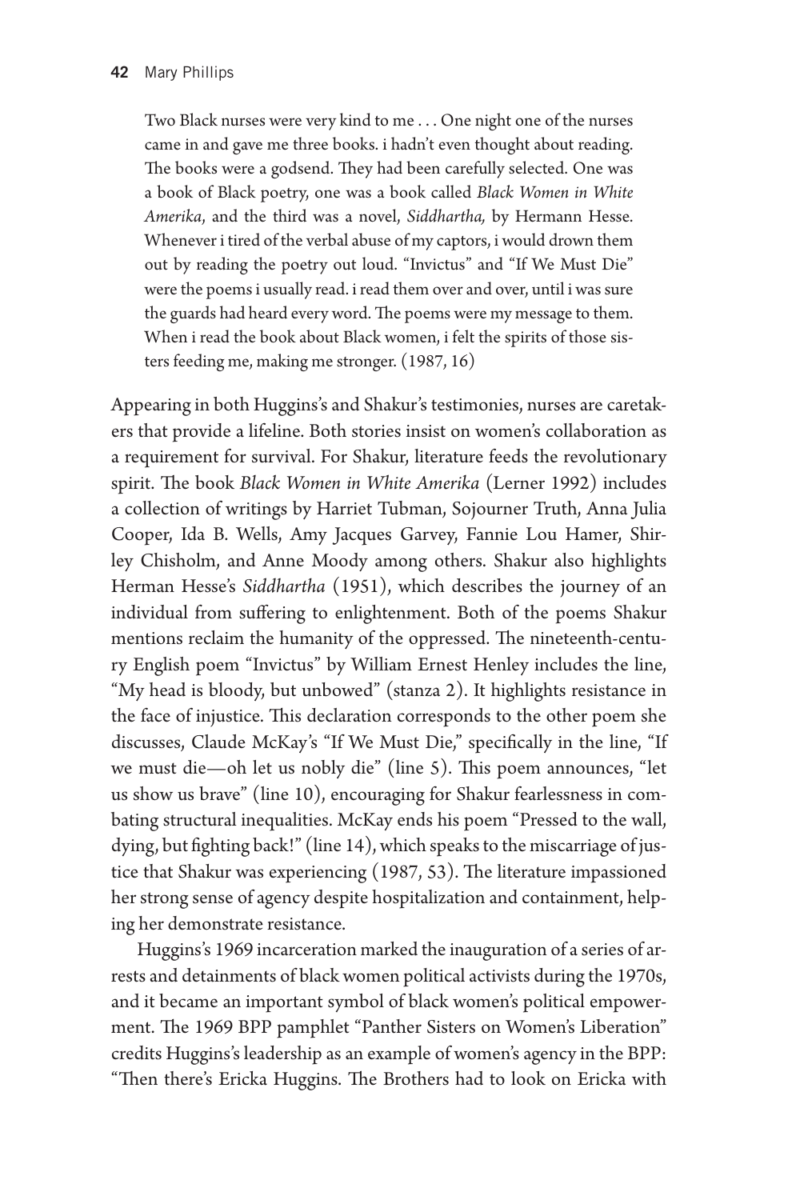> Two Black nurses were very kind to me . . . One night one of the nurses came in and gave me three books. i hadn't even thought about reading. The books were a godsend. They had been carefully selected. One was a book of Black poetry, one was a book called *Black Women in White Amerika*, and the third was a novel, *Siddhartha,* by Hermann Hesse. Whenever i tired of the verbal abuse of my captors, i would drown them out by reading the poetry out loud. "Invictus" and "If We Must Die" were the poems i usually read. i read them over and over, until i was sure the guards had heard every word. The poems were my message to them. When i read the book about Black women, i felt the spirits of those sisters feeding me, making me stronger. (1987, 16)

Appearing in both Huggins's and Shakur's testimonies, nurses are caretakers that provide a lifeline. Both stories insist on women's collaboration as a requirement for survival. For Shakur, literature feeds the revolutionary spirit. The book *Black Women in White Amerika* (Lerner 1992) includes a collection of writings by Harriet Tubman, Sojourner Truth, Anna Julia Cooper, Ida B. Wells, Amy Jacques Garvey, Fannie Lou Hamer, Shirley Chisholm, and Anne Moody among others. Shakur also highlights Herman Hesse's *Siddhartha* (1951), which describes the journey of an individual from suffering to enlightenment. Both of the poems Shakur mentions reclaim the humanity of the oppressed. The nineteenth-century English poem "Invictus" by William Ernest Henley includes the line, "My head is bloody, but unbowed" (stanza 2). It highlights resistance in the face of injustice. This declaration corresponds to the other poem she discusses, Claude McKay's "If We Must Die," specifically in the line, "If we must die—oh let us nobly die" (line 5). This poem announces, "let us show us brave" (line 10), encouraging for Shakur fearlessness in combating structural inequalities. McKay ends his poem "Pressed to the wall, dying, but fighting back!" (line 14), which speaks to the miscarriage of justice that Shakur was experiencing (1987, 53). The literature impassioned her strong sense of agency despite hospitalization and containment, helping her demonstrate resistance.

Huggins's 1969 incarceration marked the inauguration of a series of arrests and detainments of black women political activists during the 1970s, and it became an important symbol of black women's political empowerment. The 1969 BPP pamphlet "Panther Sisters on Women's Liberation" credits Huggins's leadership as an example of women's agency in the BPP: "Then there's Ericka Huggins. The Brothers had to look on Ericka with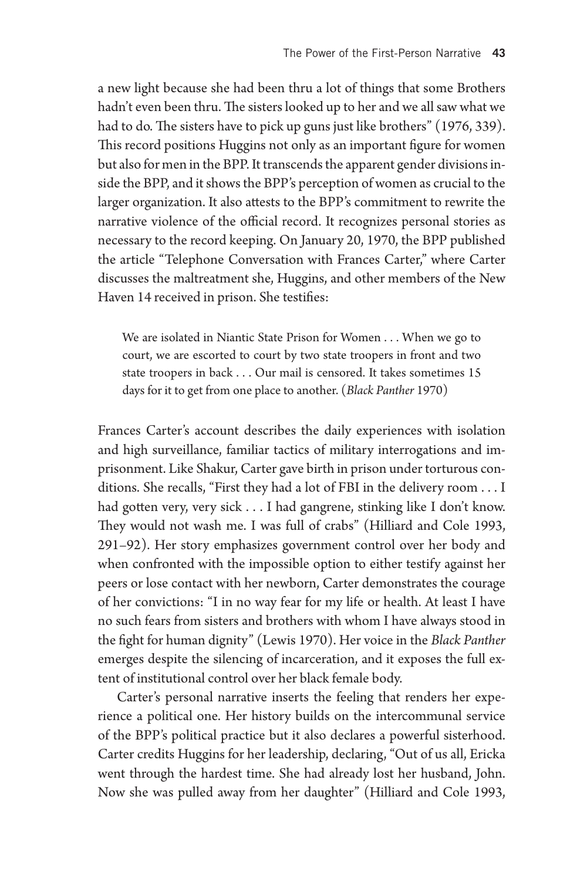a new light because she had been thru a lot of things that some Brothers hadn't even been thru. The sisters looked up to her and we all saw what we had to do. The sisters have to pick up guns just like brothers" (1976, 339). This record positions Huggins not only as an important figure for women but also for men in the BPP. It transcends the apparent gender divisions inside the BPP, and it shows the BPP's perception of women as crucial to the larger organization. It also attests to the BPP's commitment to rewrite the narrative violence of the official record. It recognizes personal stories as necessary to the record keeping. On January 20, 1970, the BPP published the article "Telephone Conversation with Frances Carter," where Carter discusses the maltreatment she, Huggins, and other members of the New Haven 14 received in prison. She testifies:

> We are isolated in Niantic State Prison for Women . . . When we go to court, we are escorted to court by two state troopers in front and two state troopers in back . . . Our mail is censored. It takes sometimes 15 days for it to get from one place to another. (*Black Panther* 1970)

Frances Carter's account describes the daily experiences with isolation and high surveillance, familiar tactics of military interrogations and imprisonment. Like Shakur, Carter gave birth in prison under torturous conditions. She recalls, "First they had a lot of FBI in the delivery room . . . I had gotten very, very sick . . . I had gangrene, stinking like I don't know. They would not wash me. I was full of crabs" (Hilliard and Cole 1993, 291–92). Her story emphasizes government control over her body and when confronted with the impossible option to either testify against her peers or lose contact with her newborn, Carter demonstrates the courage of her convictions: "I in no way fear for my life or health. At least I have no such fears from sisters and brothers with whom I have always stood in the fight for human dignity" (Lewis 1970). Her voice in the *Black Panther* emerges despite the silencing of incarceration, and it exposes the full extent of institutional control over her black female body.

Carter's personal narrative inserts the feeling that renders her experience a political one. Her history builds on the intercommunal service of the BPP's political practice but it also declares a powerful sisterhood. Carter credits Huggins for her leadership, declaring, "Out of us all, Ericka went through the hardest time. She had already lost her husband, John. Now she was pulled away from her daughter" (Hilliard and Cole 1993,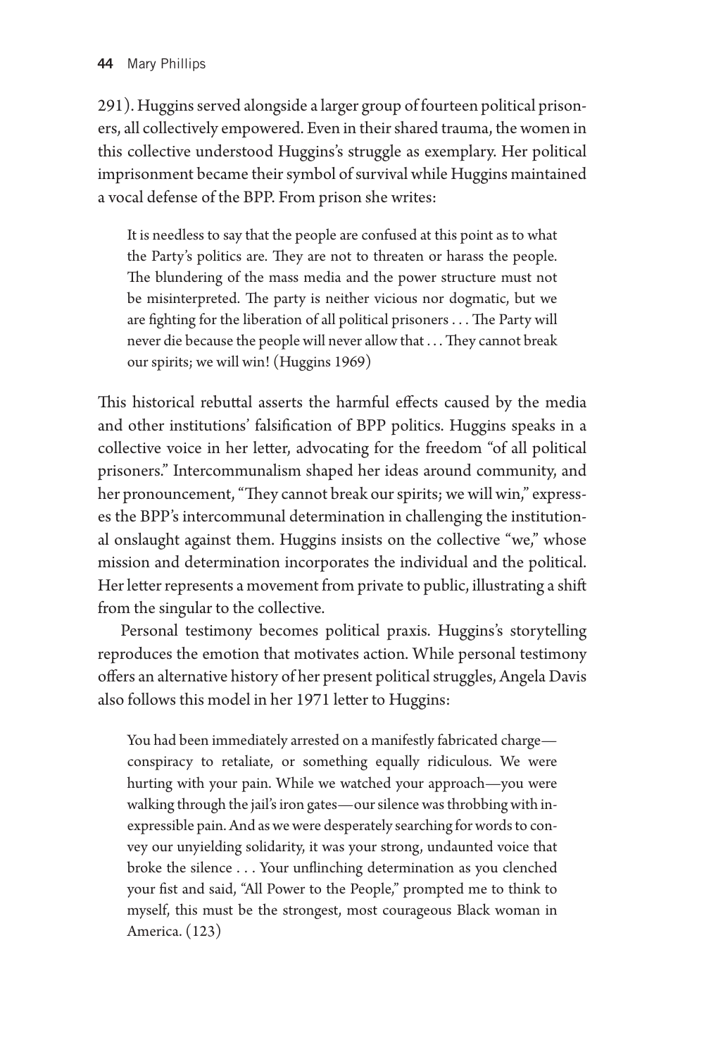291). Huggins served alongside a larger group of fourteen political prisoners, all collectively empowered. Even in their shared trauma, the women in this collective understood Huggins's struggle as exemplary. Her political imprisonment became their symbol of survival while Huggins maintained a vocal defense of the BPP. From prison she writes:

> It is needless to say that the people are confused at this point as to what the Party's politics are. They are not to threaten or harass the people. The blundering of the mass media and the power structure must not be misinterpreted. The party is neither vicious nor dogmatic, but we are fighting for the liberation of all political prisoners . . . The Party will never die because the people will never allow that . . . They cannot break our spirits; we will win! (Huggins 1969)

This historical rebuttal asserts the harmful effects caused by the media and other institutions' falsification of BPP politics. Huggins speaks in a collective voice in her letter, advocating for the freedom "of all political prisoners." Intercommunalism shaped her ideas around community, and her pronouncement, "They cannot break our spirits; we will win," expresses the BPP's intercommunal determination in challenging the institutional onslaught against them. Huggins insists on the collective "we," whose mission and determination incorporates the individual and the political. Her letter represents a movement from private to public, illustrating a shift from the singular to the collective.

Personal testimony becomes political praxis. Huggins's storytelling reproduces the emotion that motivates action. While personal testimony offers an alternative history of her present political struggles, Angela Davis also follows this model in her 1971 letter to Huggins:

> You had been immediately arrested on a manifestly fabricated charge—conspiracy to retaliate, or something equally ridiculous. We were hurting with your pain. While we watched your approach—you were walking through the jail's iron gates—our silence was throbbing with inexpressible pain. And as we were desperately searching for words to convey our unyielding solidarity, it was your strong, undaunted voice that broke the silence . . . Your unflinching determination as you clenched your fist and said, "All Power to the People," prompted me to think to myself, this must be the strongest, most courageous Black woman in America. (123)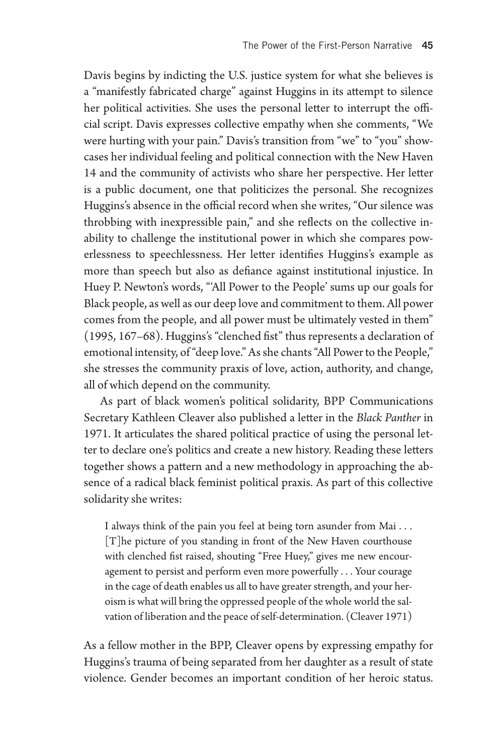Davis begins by indicting the U.S. justice system for what she believes is a "manifestly fabricated charge" against Huggins in its attempt to silence her political activities. She uses the personal letter to interrupt the official script. Davis expresses collective empathy when she comments, "We were hurting with your pain." Davis's transition from "we" to "you" showcases her individual feeling and political connection with the New Haven 14 and the community of activists who share her perspective. Her letter is a public document, one that politicizes the personal. She recognizes Huggins's absence in the official record when she writes, "Our silence was throbbing with inexpressible pain," and she reflects on the collective inability to challenge the institutional power in which she compares powerlessness to speechlessness. Her letter identifies Huggins's example as more than speech but also as defiance against institutional injustice. In Huey P. Newton's words, "'All Power to the People' sums up our goals for Black people, as well as our deep love and commitment to them. All power comes from the people, and all power must be ultimately vested in them" (1995, 167–68). Huggins's "clenched fist" thus represents a declaration of emotional intensity, of "deep love." As she chants "All Power to the People," she stresses the community praxis of love, action, authority, and change, all of which depend on the community.

As part of black women's political solidarity, BPP Communications Secretary Kathleen Cleaver also published a letter in the *Black Panther* in 1971. It articulates the shared political practice of using the personal letter to declare one's politics and create a new history. Reading these letters together shows a pattern and a new methodology in approaching the absence of a radical black feminist political praxis. As part of this collective solidarity she writes:

> I always think of the pain you feel at being torn asunder from Mai . . . [T]he picture of you standing in front of the New Haven courthouse with clenched fist raised, shouting "Free Huey," gives me new encouragement to persist and perform even more powerfully . . . Your courage in the cage of death enables us all to have greater strength, and your heroism is what will bring the oppressed people of the whole world the salvation of liberation and the peace of self-determination. (Cleaver 1971)

As a fellow mother in the BPP, Cleaver opens by expressing empathy for Huggins's trauma of being separated from her daughter as a result of state violence. Gender becomes an important condition of her heroic status.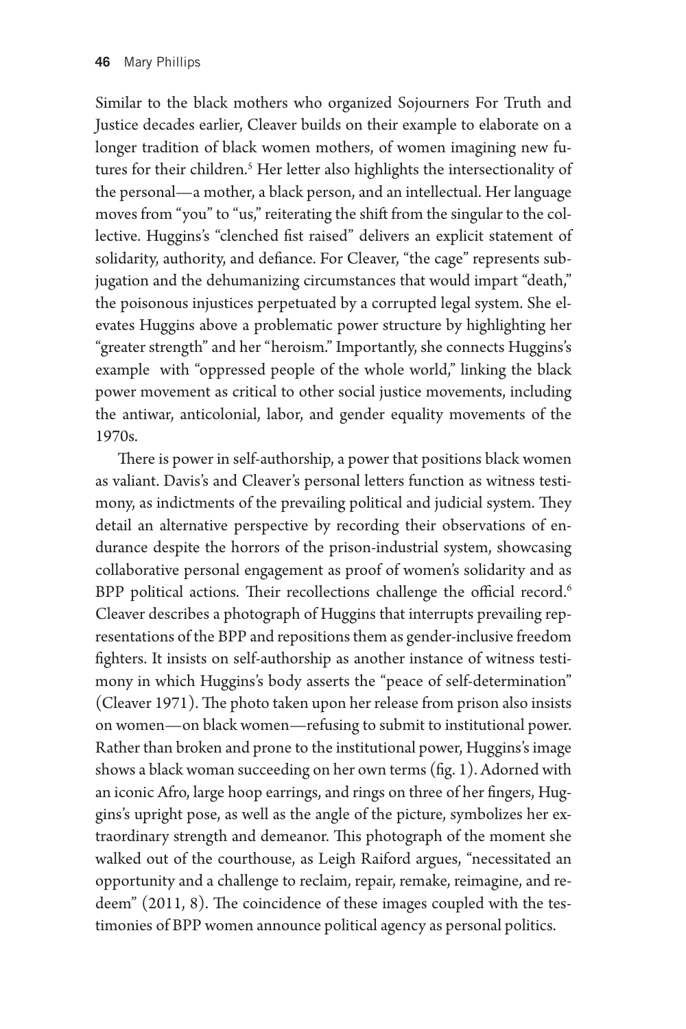Similar to the black mothers who organized Sojourners For Truth and Justice decades earlier, Cleaver builds on their example to elaborate on a longer tradition of black women mothers, of women imagining new futures for their children.[5] Her letter also highlights the intersectionality of the personal—a mother, a black person, and an intellectual. Her language moves from "you" to "us," reiterating the shift from the singular to the collective. Huggins's "clenched fist raised" delivers an explicit statement of solidarity, authority, and defiance. For Cleaver, "the cage" represents subjugation and the dehumanizing circumstances that would impart "death," the poisonous injustices perpetuated by a corrupted legal system. She elevates Huggins above a problematic power structure by highlighting her "greater strength" and her "heroism." Importantly, she connects Huggins's example with "oppressed people of the whole world," linking the black power movement as critical to other social justice movements, including the antiwar, anticolonial, labor, and gender equality movements of the 1970s.

There is power in self-authorship, a power that positions black women as valiant. Davis's and Cleaver's personal letters function as witness testimony, as indictments of the prevailing political and judicial system. They detail an alternative perspective by recording their observations of endurance despite the horrors of the prison-industrial system, showcasing collaborative personal engagement as proof of women's solidarity and as BPP political actions. Their recollections challenge the official record.[6] Cleaver describes a photograph of Huggins that interrupts prevailing representations of the BPP and repositions them as gender-inclusive freedom fighters. It insists on self-authorship as another instance of witness testimony in which Huggins's body asserts the "peace of self-determination" (Cleaver 1971). The photo taken upon her release from prison also insists on women—on black women—refusing to submit to institutional power. Rather than broken and prone to the institutional power, Huggins's image shows a black woman succeeding on her own terms (fig. 1). Adorned with an iconic Afro, large hoop earrings, and rings on three of her fingers, Huggins's upright pose, as well as the angle of the picture, symbolizes her extraordinary strength and demeanor. This photograph of the moment she walked out of the courthouse, as Leigh Raiford argues, "necessitated an opportunity and a challenge to reclaim, repair, remake, reimagine, and redeem" (2011, 8). The coincidence of these images coupled with the testimonies of BPP women announce political agency as personal politics.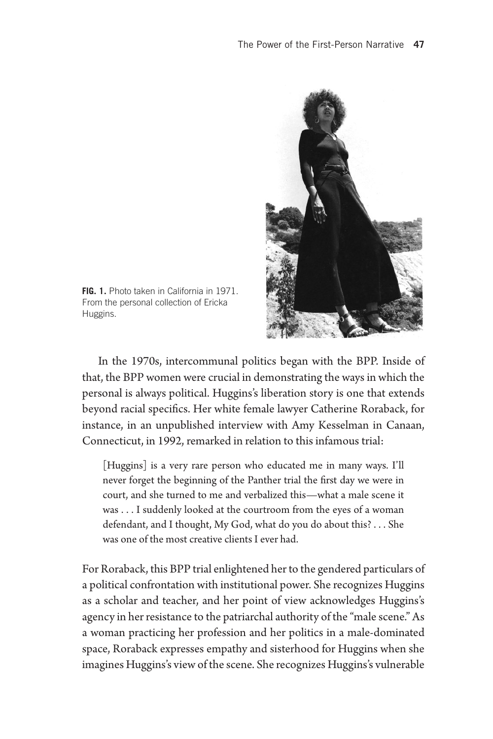FIG. 1. Photo taken in California in 1971. From the personal collection of Ericka Huggins.

In the 1970s, intercommunal politics began with the BPP. Inside of that, the BPP women were crucial in demonstrating the ways in which the personal is always political. Huggins's liberation story is one that extends beyond racial specifics. Her white female lawyer Catherine Roraback, for instance, in an unpublished interview with Amy Kesselman in Canaan, Connecticut, in 1992, remarked in relation to this infamous trial:

> [Huggins] is a very rare person who educated me in many ways. I'll never forget the beginning of the Panther trial the first day we were in court, and she turned to me and verbalized this—what a male scene it was . . . I suddenly looked at the courtroom from the eyes of a woman defendant, and I thought, My God, what do you do about this? . . . She was one of the most creative clients I ever had.

For Roraback, this BPP trial enlightened her to the gendered particulars of a political confrontation with institutional power. She recognizes Huggins as a scholar and teacher, and her point of view acknowledges Huggins's agency in her resistance to the patriarchal authority of the "male scene." As a woman practicing her profession and her politics in a male-dominated space, Roraback expresses empathy and sisterhood for Huggins when she imagines Huggins's view of the scene. She recognizes Huggins's vulnerable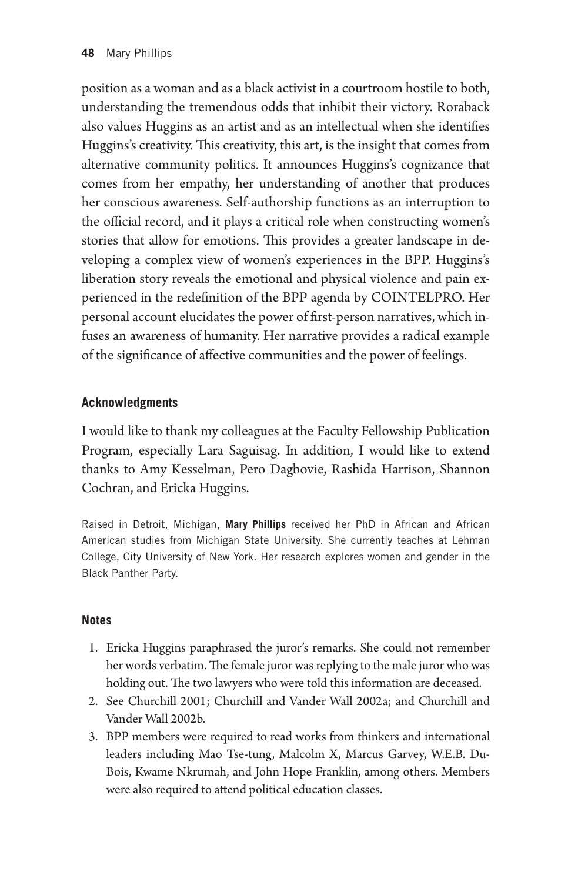position as a woman and as a black activist in a courtroom hostile to both, understanding the tremendous odds that inhibit their victory. Roraback also values Huggins as an artist and as an intellectual when she identifies Huggins's creativity. This creativity, this art, is the insight that comes from alternative community politics. It announces Huggins's cognizance that comes from her empathy, her understanding of another that produces her conscious awareness. Self-authorship functions as an interruption to the official record, and it plays a critical role when constructing women's stories that allow for emotions. This provides a greater landscape in developing a complex view of women's experiences in the BPP. Huggins's liberation story reveals the emotional and physical violence and pain experienced in the redefinition of the BPP agenda by COINTELPRO. Her personal account elucidates the power of first-person narratives, which infuses an awareness of humanity. Her narrative provides a radical example of the significance of affective communities and the power of feelings.

## Acknowledgments

I would like to thank my colleagues at the Faculty Fellowship Publication Program, especially Lara Saguisag. In addition, I would like to extend thanks to Amy Kesselman, Pero Dagbovie, Rashida Harrison, Shannon Cochran, and Ericka Huggins.

Raised in Detroit, Michigan, **Mary Phillips** received her PhD in African and African American studies from Michigan State University. She currently teaches at Lehman College, City University of New York. Her research explores women and gender in the Black Panther Party.

## Notes

1. Ericka Huggins paraphrased the juror's remarks. She could not remember her words verbatim. The female juror was replying to the male juror who was holding out. The two lawyers who were told this information are deceased.
2. See Churchill 2001; Churchill and Vander Wall 2002a; and Churchill and Vander Wall 2002b.
3. BPP members were required to read works from thinkers and international leaders including Mao Tse-tung, Malcolm X, Marcus Garvey, W.E.B. DuBois, Kwame Nkrumah, and John Hope Franklin, among others. Members were also required to attend political education classes.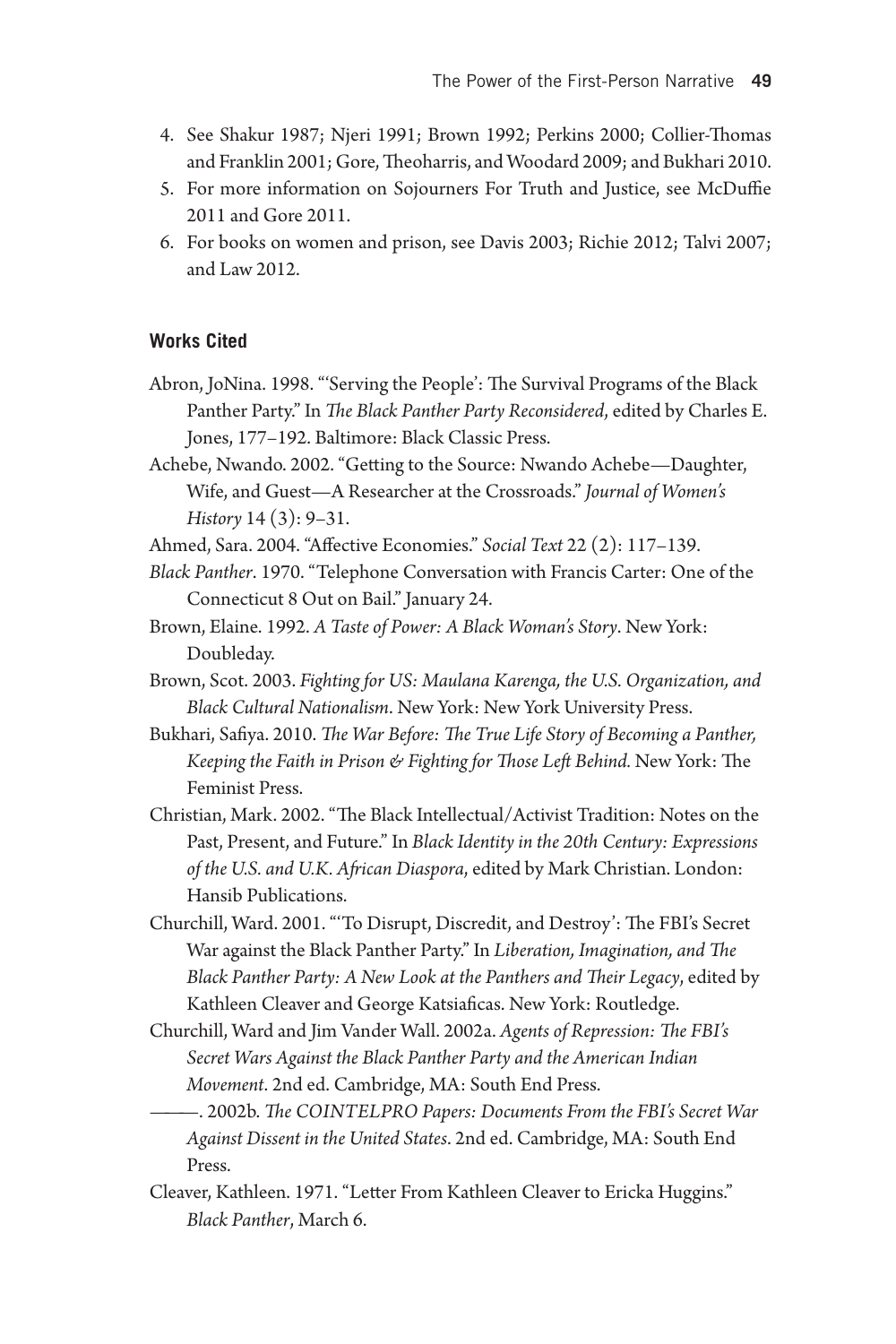4. See Shakur 1987; Njeri 1991; Brown 1992; Perkins 2000; Collier-Thomas and Franklin 2001; Gore, Theoharris, and Woodard 2009; and Bukhari 2010.
5. For more information on Sojourners For Truth and Justice, see McDuffie 2011 and Gore 2011.
6. For books on women and prison, see Davis 2003; Richie 2012; Talvi 2007; and Law 2012.

#### Works Cited

Abron, JoNina. 1998. "'Serving the People': The Survival Programs of the Black Panther Party." In *The Black Panther Party Reconsidered*, edited by Charles E. Jones, 177–192. Baltimore: Black Classic Press.

Achebe, Nwando. 2002. "Getting to the Source: Nwando Achebe—Daughter, Wife, and Guest—A Researcher at the Crossroads." *Journal of Women's History* 14 (3): 9–31.

Ahmed, Sara. 2004. "Affective Economies." *Social Text* 22 (2): 117–139.

*Black Panther*. 1970. "Telephone Conversation with Francis Carter: One of the Connecticut 8 Out on Bail." January 24.

Brown, Elaine. 1992. *A Taste of Power: A Black Woman's Story*. New York: Doubleday.

Brown, Scot. 2003. *Fighting for US: Maulana Karenga, the U.S. Organization, and Black Cultural Nationalism*. New York: New York University Press.

Bukhari, Safiya. 2010. *The War Before: The True Life Story of Becoming a Panther, Keeping the Faith in Prison & Fighting for Those Left Behind.* New York: The Feminist Press.

Christian, Mark. 2002. "The Black Intellectual/Activist Tradition: Notes on the Past, Present, and Future." In *Black Identity in the 20th Century: Expressions of the U.S. and U.K. African Diaspora*, edited by Mark Christian. London: Hansib Publications.

Churchill, Ward. 2001. "'To Disrupt, Discredit, and Destroy': The FBI's Secret War against the Black Panther Party." In *Liberation, Imagination, and The Black Panther Party: A New Look at the Panthers and Their Legacy*, edited by Kathleen Cleaver and George Katsiaficas. New York: Routledge.

Churchill, Ward and Jim Vander Wall. 2002a. *Agents of Repression: The FBI's Secret Wars Against the Black Panther Party and the American Indian Movement*. 2nd ed. Cambridge, MA: South End Press.

———. 2002b. *The COINTELPRO Papers: Documents From the FBI's Secret War Against Dissent in the United States*. 2nd ed. Cambridge, MA: South End Press.

Cleaver, Kathleen. 1971. "Letter From Kathleen Cleaver to Ericka Huggins." *Black Panther*, March 6.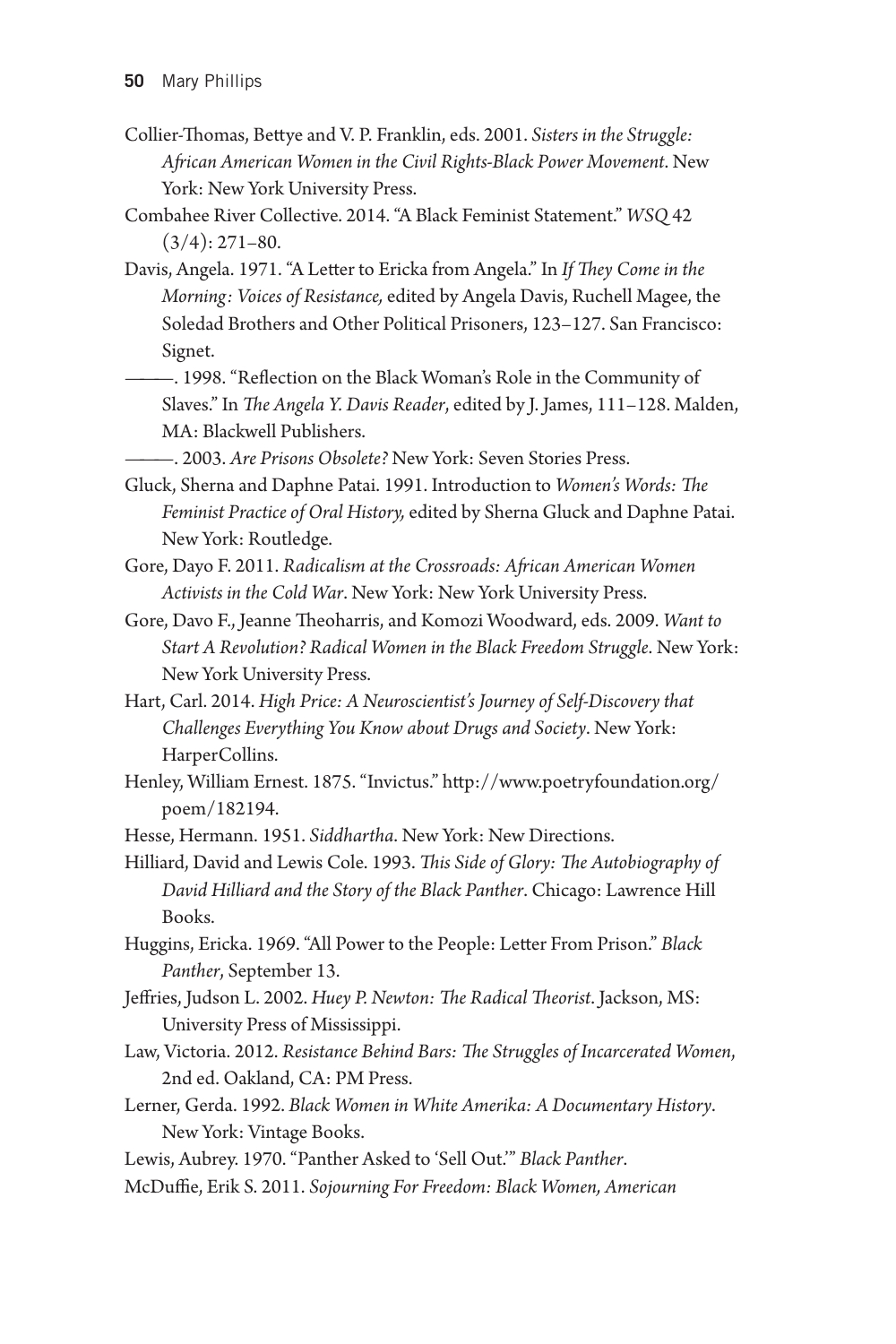Collier-Thomas, Bettye and V. P. Franklin, eds. 2001. *Sisters in the Struggle: African American Women in the Civil Rights-Black Power Movement*. New York: New York University Press.

Combahee River Collective. 2014. "A Black Feminist Statement." *WSQ* 42 (3/4): 271–80.

Davis, Angela. 1971. "A Letter to Ericka from Angela." In *If They Come in the Morning: Voices of Resistance,* edited by Angela Davis, Ruchell Magee, the Soledad Brothers and Other Political Prisoners, 123–127. San Francisco: Signet.

———. 1998. "Reflection on the Black Woman's Role in the Community of Slaves." In *The Angela Y. Davis Reader*, edited by J. James, 111–128. Malden, MA: Blackwell Publishers.

———. 2003. *Are Prisons Obsolete?* New York: Seven Stories Press.

Gluck, Sherna and Daphne Patai. 1991. Introduction to *Women's Words: The Feminist Practice of Oral History,* edited by Sherna Gluck and Daphne Patai. New York: Routledge.

Gore, Dayo F. 2011. *Radicalism at the Crossroads: African American Women Activists in the Cold War*. New York: New York University Press.

Gore, Davo F., Jeanne Theoharris, and Komozi Woodward, eds. 2009. *Want to Start A Revolution? Radical Women in the Black Freedom Struggle*. New York: New York University Press.

Hart, Carl. 2014. *High Price: A Neuroscientist's Journey of Self-Discovery that Challenges Everything You Know about Drugs and Society*. New York: HarperCollins.

Henley, William Ernest. 1875. "Invictus." http://www.poetryfoundation.org/poem/182194.

Hesse, Hermann. 1951. *Siddhartha*. New York: New Directions.

Hilliard, David and Lewis Cole. 1993. *This Side of Glory: The Autobiography of David Hilliard and the Story of the Black Panther*. Chicago: Lawrence Hill Books.

Huggins, Ericka. 1969. "All Power to the People: Letter From Prison." *Black Panther*, September 13.

Jeffries, Judson L. 2002. *Huey P. Newton: The Radical Theorist*. Jackson, MS: University Press of Mississippi.

Law, Victoria. 2012. *Resistance Behind Bars: The Struggles of Incarcerated Women*, 2nd ed. Oakland, CA: PM Press.

Lerner, Gerda. 1992. *Black Women in White Amerika: A Documentary History*. New York: Vintage Books.

Lewis, Aubrey. 1970. "Panther Asked to 'Sell Out.'" *Black Panther*.

McDuffie, Erik S. 2011. *Sojourning For Freedom: Black Women, American*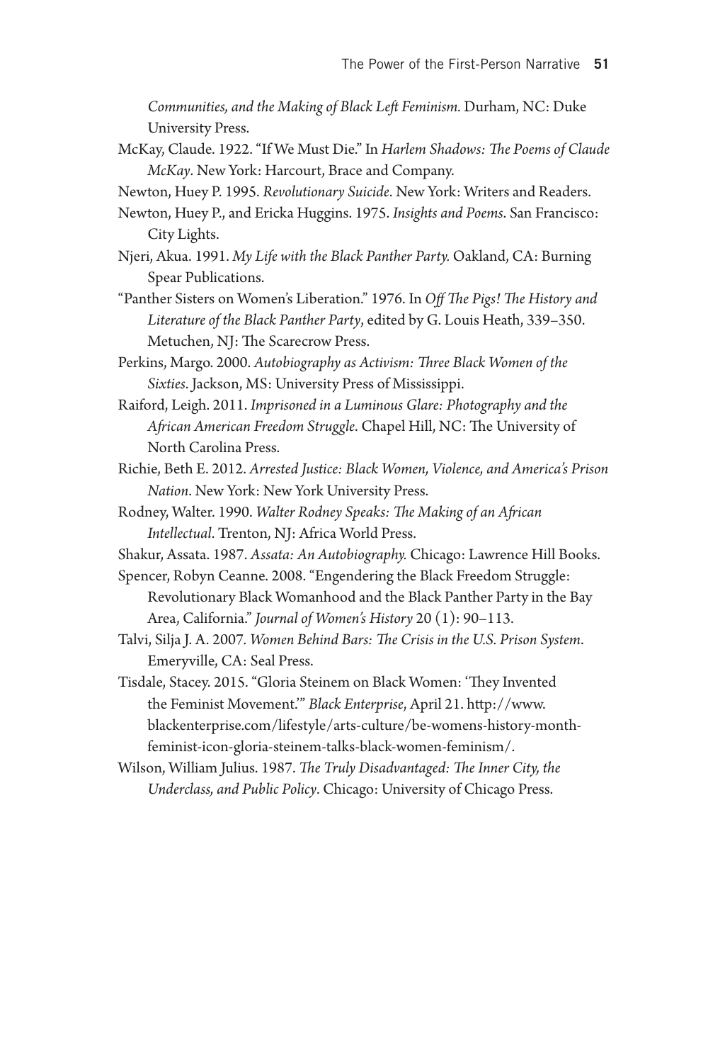*Communities, and the Making of Black Left Feminism.* Durham, NC: Duke University Press.

McKay, Claude. 1922. "If We Must Die." In *Harlem Shadows: The Poems of Claude McKay*. New York: Harcourt, Brace and Company.

Newton, Huey P. 1995. *Revolutionary Suicide*. New York: Writers and Readers.

Newton, Huey P., and Ericka Huggins. 1975. *Insights and Poems*. San Francisco: City Lights.

Njeri, Akua. 1991. *My Life with the Black Panther Party.* Oakland, CA: Burning Spear Publications.

"Panther Sisters on Women's Liberation." 1976. In *Off The Pigs! The History and Literature of the Black Panther Party*, edited by G. Louis Heath, 339–350. Metuchen, NJ: The Scarecrow Press.

Perkins, Margo. 2000. *Autobiography as Activism: Three Black Women of the Sixties*. Jackson, MS: University Press of Mississippi.

Raiford, Leigh. 2011. *Imprisoned in a Luminous Glare: Photography and the African American Freedom Struggle.* Chapel Hill, NC: The University of North Carolina Press.

Richie, Beth E. 2012. *Arrested Justice: Black Women, Violence, and America's Prison Nation*. New York: New York University Press.

Rodney, Walter. 1990. *Walter Rodney Speaks: The Making of an African Intellectual*. Trenton, NJ: Africa World Press.

Shakur, Assata. 1987. *Assata: An Autobiography.* Chicago: Lawrence Hill Books.

Spencer, Robyn Ceanne. 2008. "Engendering the Black Freedom Struggle: Revolutionary Black Womanhood and the Black Panther Party in the Bay Area, California." *Journal of Women's History* 20 (1): 90–113.

Talvi, Silja J. A. 2007. *Women Behind Bars: The Crisis in the U.S. Prison System*. Emeryville, CA: Seal Press.

Tisdale, Stacey. 2015. "Gloria Steinem on Black Women: 'They Invented the Feminist Movement.'" *Black Enterprise*, April 21. http://www.blackenterprise.com/lifestyle/arts-culture/be-womens-history-month-feminist-icon-gloria-steinem-talks-black-women-feminism/.

Wilson, William Julius. 1987. *The Truly Disadvantaged: The Inner City, the Underclass, and Public Policy*. Chicago: University of Chicago Press.